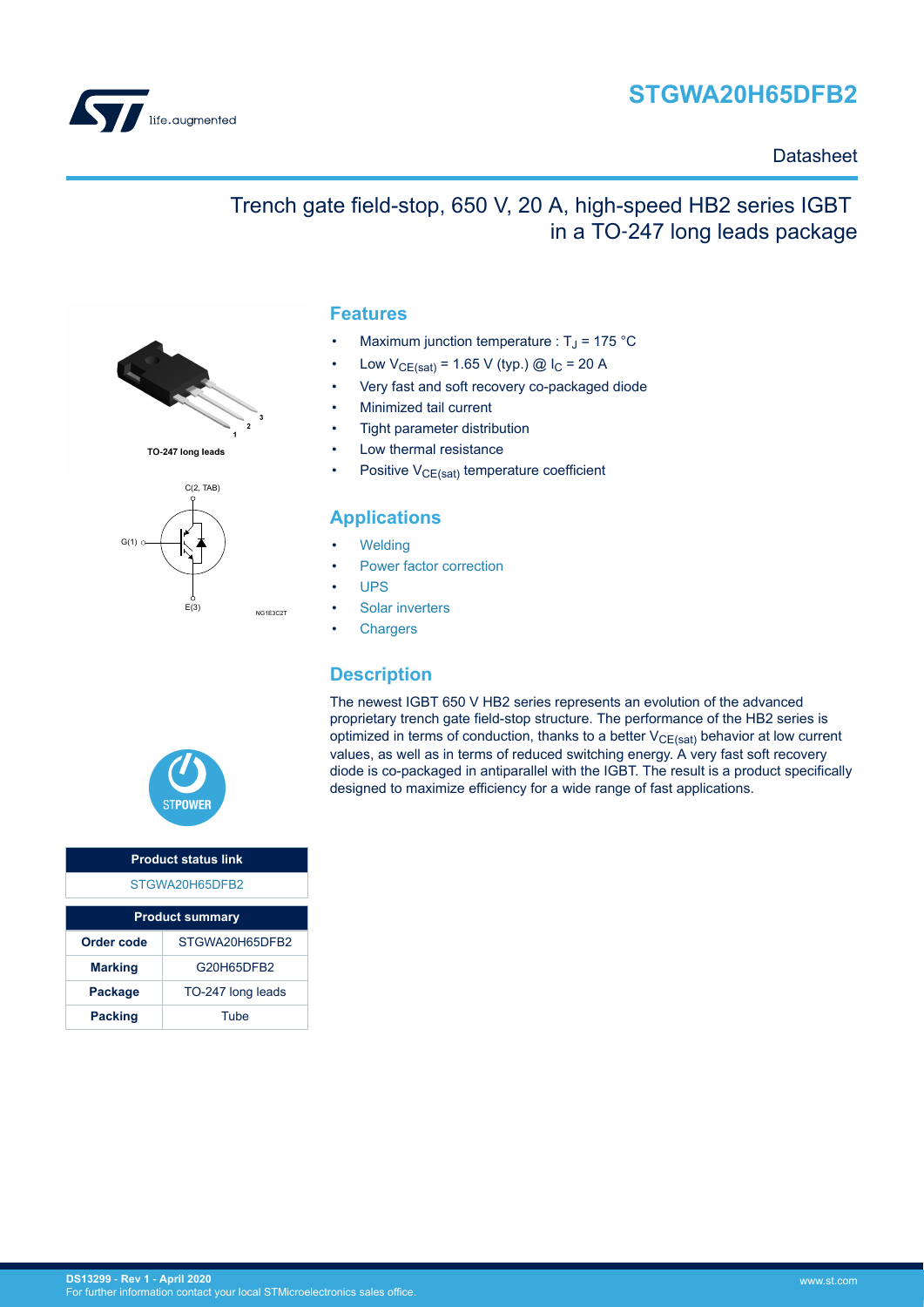# STGWA20H65DFB2

Datasheet

## Trench gate field-stop, 650 V, 20 A, high-speed HB2 series IGBT in a TO-247 long leads package

TO-247 long leads

C(2, TAB)

G(1)

E(3)

NG1E3C2T

## Features

- Maximum junction temperature : $T_J$ = 175 °C
- Low $V_{CE(sat)}$ = 1.65 V (typ.) @ $I_C$ = 20 A
- Very fast and soft recovery co-packaged diode
- Minimized tail current
- Tight parameter distribution
- Low thermal resistance
- Positive $V_{CE(sat)}$ temperature coefficient

## Applications

- Welding
- Power factor correction
- UPS
- Solar inverters
- Chargers

## Description

The newest IGBT 650 V HB2 series represents an evolution of the advanced proprietary trench gate field-stop structure. The performance of the HB2 series is optimized in terms of conduction, thanks to a better $V_{CE(sat)}$ behavior at low current values, as well as in terms of reduced switching energy. A very fast soft recovery diode is co-packaged in antiparallel with the IGBT. The result is a product specifically designed to maximize efficiency for a wide range of fast applications.

| Product status link |
| --- |
| STGWA20H65DFB2 |

| Product summary | |
| --- | --- |
| **Order code** | STGWA20H65DFB2 |
| **Marking** | G20H65DFB2 |
| **Package** | TO-247 long leads |
| **Packing** | Tube |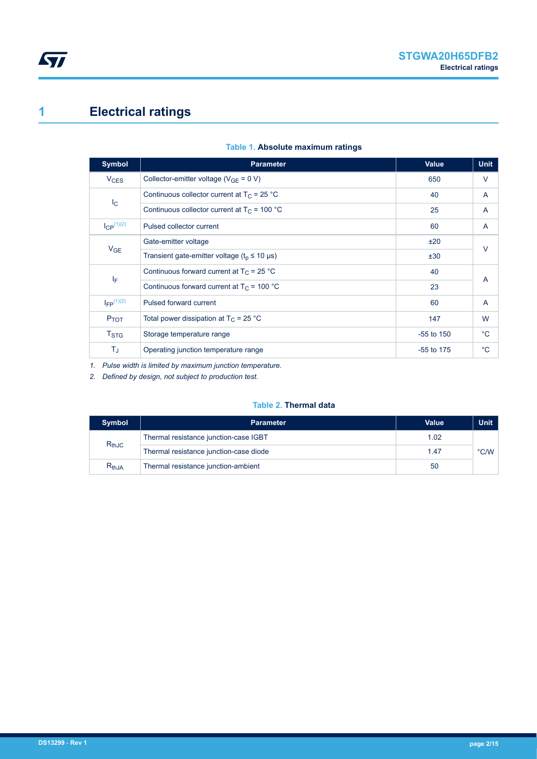# 1 Electrical ratings

**Table 1. Absolute maximum ratings**

| Symbol | Parameter | Value | Unit |
| --- | --- | --- | --- |
| $V_{CES}$ | Collector-emitter voltage ($V_{GE}$ = 0 V) | 650 | V |
| $I_C$ | Continuous collector current at $T_C$ = 25 °C | 40 | A |
| | Continuous collector current at $T_C$ = 100 °C | 25 | A |
| $I_{CP}$ [(1)(2)] | Pulsed collector current | 60 | A |
| $V_{GE}$ | Gate-emitter voltage | ±20 | V |
| | Transient gate-emitter voltage ($t_p$ ≤ 10 µs) | ±30 | |
| $I_F$ | Continuous forward current at $T_C$ = 25 °C | 40 | A |
| | Continuous forward current at $T_C$ = 100 °C | 23 | |
| $I_{FP}$ [(1)(2)] | Pulsed forward current | 60 | A |
| $P_{TOT}$ | Total power dissipation at $T_C$ = 25 °C | 147 | W |
| $T_{STG}$ | Storage temperature range | -55 to 150 | °C |
| $T_J$ | Operating junction temperature range | -55 to 175 | °C |

*1. Pulse width is limited by maximum junction temperature.*

*2. Defined by design, not subject to production test.*

**Table 2. Thermal data**

| Symbol | Parameter | Value | Unit |
| --- | --- | --- | --- |
| $R_{thJC}$ | Thermal resistance junction-case IGBT | 1.02 | °C/W |
| | Thermal resistance junction-case diode | 1.47 | |
| $R_{thJA}$ | Thermal resistance junction-ambient | 50 | |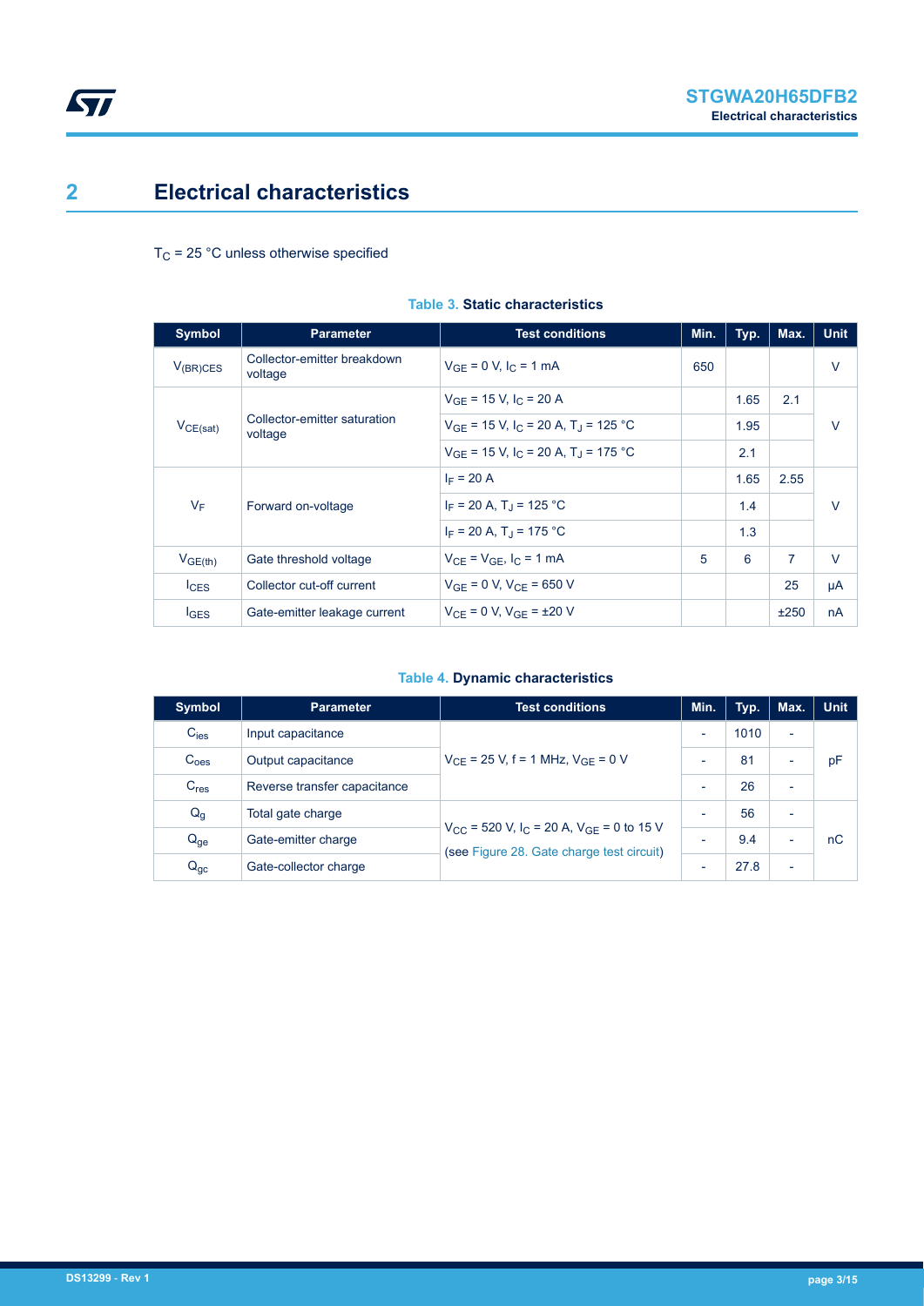# 2 Electrical characteristics

$T_C$ = 25 °C unless otherwise specified

**Table 3. Static characteristics**

| Symbol | Parameter | Test conditions | Min. | Typ. | Max. | Unit |
|---|---|---|---|---|---|---|
| $V_{(BR)CES}$ | Collector-emitter breakdown voltage | $V_{GE}$ = 0 V, $I_C$ = 1 mA | 650 | | | V |
| $V_{CE(sat)}$ | Collector-emitter saturation voltage | $V_{GE}$ = 15 V, $I_C$ = 20 A | | 1.65 | 2.1 | V |
| | | $V_{GE}$ = 15 V, $I_C$ = 20 A, $T_J$ = 125 °C | | 1.95 | | |
| | | $V_{GE}$ = 15 V, $I_C$ = 20 A, $T_J$ = 175 °C | | 2.1 | | |
| $V_F$ | Forward on-voltage | $I_F$ = 20 A | | 1.65 | 2.55 | V |
| | | $I_F$ = 20 A, $T_J$ = 125 °C | | 1.4 | | |
| | | $I_F$ = 20 A, $T_J$ = 175 °C | | 1.3 | | |
| $V_{GE(th)}$ | Gate threshold voltage | $V_{CE}$ = $V_{GE}$, $I_C$ = 1 mA | 5 | 6 | 7 | V |
| $I_{CES}$ | Collector cut-off current | $V_{GE}$ = 0 V, $V_{CE}$ = 650 V | | | 25 | µA |
| $I_{GES}$ | Gate-emitter leakage current | $V_{CE}$ = 0 V, $V_{GE}$ = ±20 V | | | ±250 | nA |

**Table 4. Dynamic characteristics**

| Symbol | Parameter | Test conditions | Min. | Typ. | Max. | Unit |
|---|---|---|---|---|---|---|
| $C_{ies}$ | Input capacitance | $V_{CE}$ = 25 V, f = 1 MHz, $V_{GE}$ = 0 V | - | 1010 | - | pF |
| $C_{oes}$ | Output capacitance | | - | 81 | - | |
| $C_{res}$ | Reverse transfer capacitance | | - | 26 | - | |
| $Q_g$ | Total gate charge | $V_{CC}$ = 520 V, $I_C$ = 20 A, $V_{GE}$ = 0 to 15 V (see Figure 28. Gate charge test circuit) | - | 56 | - | nC |
| $Q_{ge}$ | Gate-emitter charge | | - | 9.4 | - | |
| $Q_{gc}$ | Gate-collector charge | | - | 27.8 | - | |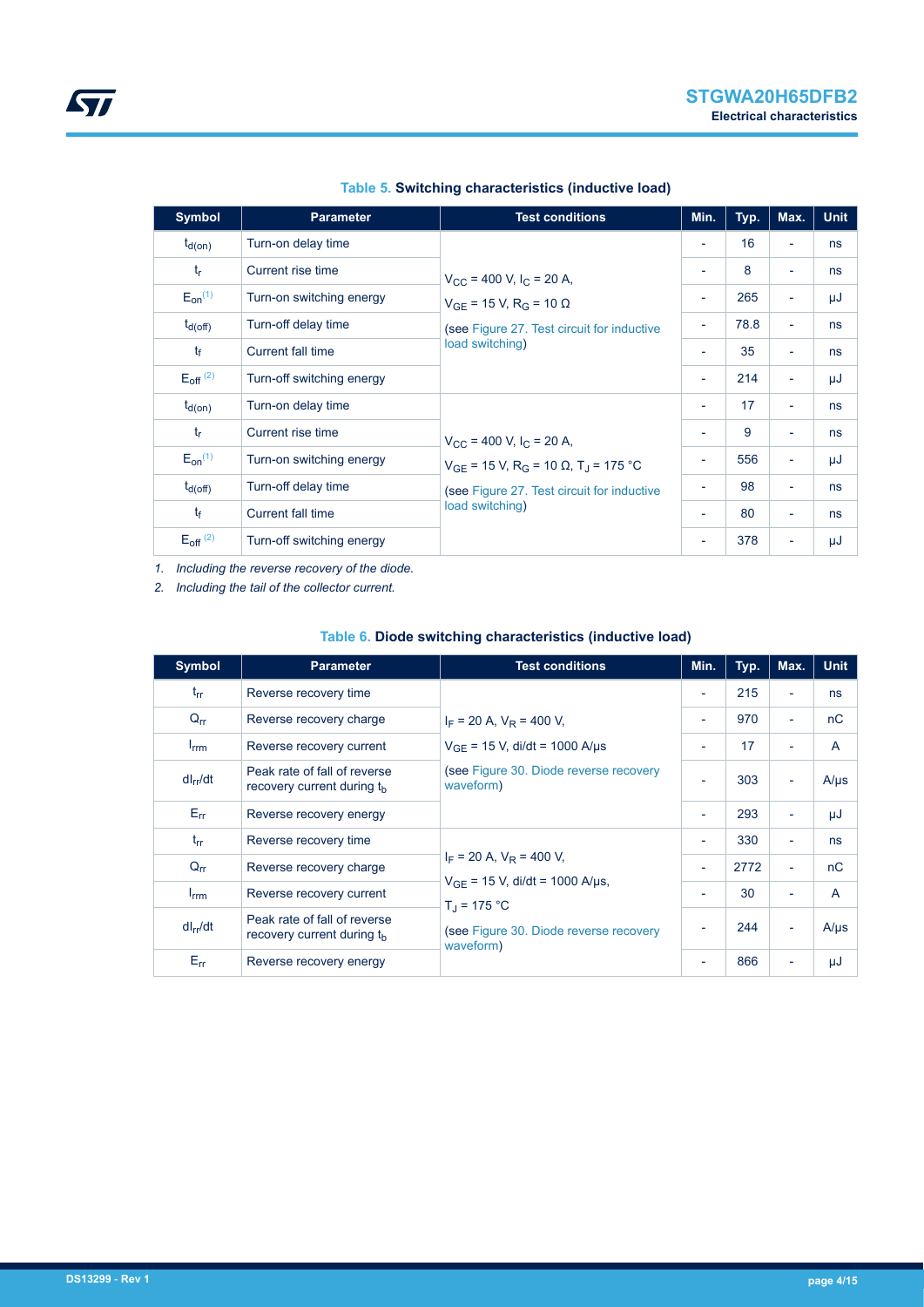**Table 5. Switching characteristics (inductive load)**

| Symbol | Parameter | Test conditions | Min. | Typ. | Max. | Unit |
|---|---|---|---|---|---|---|
| $t_{d(on)}$ | Turn-on delay time | $V_{CC}$ = 400 V, $I_C$ = 20 A, $V_{GE}$ = 15 V, $R_G$ = 10 Ω (see Figure 27. Test circuit for inductive load switching) | - | 16 | - | ns |
| $t_r$ | Current rise time | | - | 8 | - | ns |
| $E_{on}$ (1) | Turn-on switching energy | | - | 265 | - | μJ |
| $t_{d(off)}$ | Turn-off delay time | | - | 78.8 | - | ns |
| $t_f$ | Current fall time | | - | 35 | - | ns |
| $E_{off}$ (2) | Turn-off switching energy | | - | 214 | - | μJ |
| $t_{d(on)}$ | Turn-on delay time | $V_{CC}$ = 400 V, $I_C$ = 20 A, $V_{GE}$ = 15 V, $R_G$ = 10 Ω, $T_J$ = 175 °C (see Figure 27. Test circuit for inductive load switching) | - | 17 | - | ns |
| $t_r$ | Current rise time | | - | 9 | - | ns |
| $E_{on}$ (1) | Turn-on switching energy | | - | 556 | - | μJ |
| $t_{d(off)}$ | Turn-off delay time | | - | 98 | - | ns |
| $t_f$ | Current fall time | | - | 80 | - | ns |
| $E_{off}$ (2) | Turn-off switching energy | | - | 378 | - | μJ |

1. *Including the reverse recovery of the diode.*
2. *Including the tail of the collector current.*

**Table 6. Diode switching characteristics (inductive load)**

| Symbol | Parameter | Test conditions | Min. | Typ. | Max. | Unit |
|---|---|---|---|---|---|---|
| $t_{rr}$ | Reverse recovery time | $I_F$ = 20 A, $V_R$ = 400 V, $V_{GE}$ = 15 V, di/dt = 1000 A/μs (see Figure 30. Diode reverse recovery waveform) | - | 215 | - | ns |
| $Q_{rr}$ | Reverse recovery charge | | - | 970 | - | nC |
| $I_{rrm}$ | Reverse recovery current | | - | 17 | - | A |
| $dI_{rr}/dt$ | Peak rate of fall of reverse recovery current during $t_b$ | | - | 303 | - | A/μs |
| $E_{rr}$ | Reverse recovery energy | | - | 293 | - | μJ |
| $t_{rr}$ | Reverse recovery time | $I_F$ = 20 A, $V_R$ = 400 V, $V_{GE}$ = 15 V, di/dt = 1000 A/μs, $T_J$ = 175 °C (see Figure 30. Diode reverse recovery waveform) | - | 330 | - | ns |
| $Q_{rr}$ | Reverse recovery charge | | - | 2772 | - | nC |
| $I_{rrm}$ | Reverse recovery current | | - | 30 | - | A |
| $dI_{rr}/dt$ | Peak rate of fall of reverse recovery current during $t_b$ | | - | 244 | - | A/μs |
| $E_{rr}$ | Reverse recovery energy | | - | 866 | - | μJ |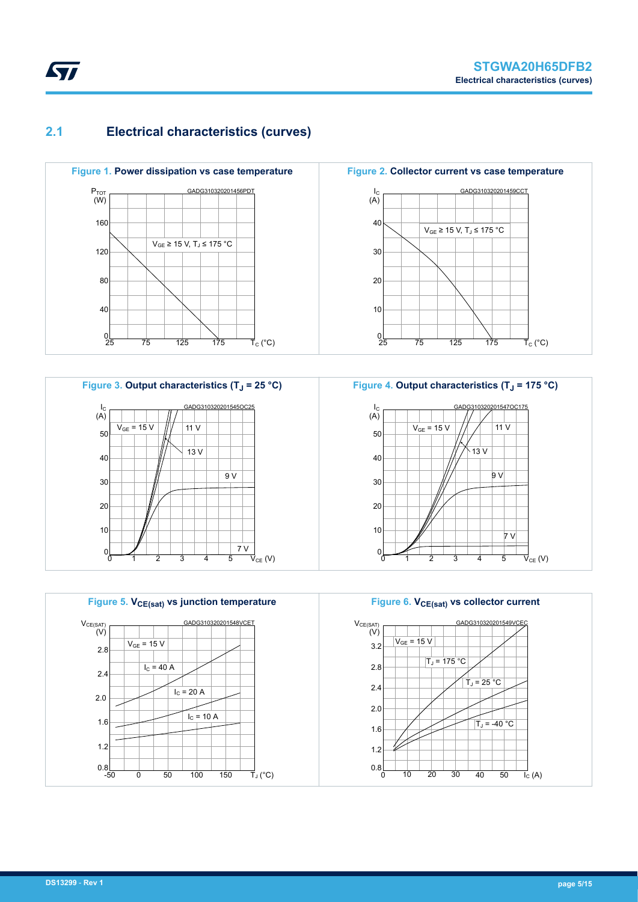## 2.1 Electrical characteristics (curves)

**Figure 1.** Power dissipation vs case temperature

**Figure 2.** Collector current vs case temperature

**Figure 3.** Output characteristics ($T_J$ = 25 °C)

**Figure 4.** Output characteristics ($T_J$ = 175 °C)

**Figure 5.** $V_{CE(sat)}$ vs junction temperature

**Figure 6.** $V_{CE(sat)}$ vs collector current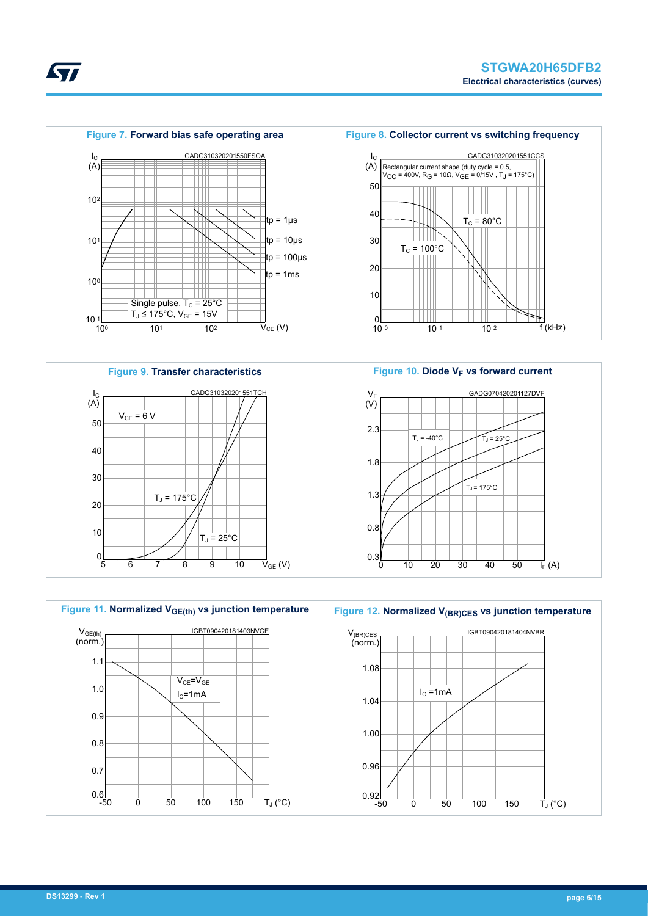**Figure 7. Forward bias safe operating area**

$I_C$ (A) vs $V_{CE}$ (V); GADG310320201550FSOA; tp = 1µs, tp = 10µs, tp = 100µs, tp = 1ms; Single pulse, $T_C$ = 25°C, $T_J$ ≤ 175°C, $V_{GE}$ = 15V

**Figure 8. Collector current vs switching frequency**

$I_C$ (A) vs f (kHz); GADG310320201551CCS; Rectangular current shape (duty cycle = 0.5, $V_{CC}$ = 400V, $R_G$ = 10Ω, $V_{GE}$ = 0/15V, $T_J$ = 175°C); $T_C$ = 80°C; $T_C$ = 100°C

**Figure 9. Transfer characteristics**

$I_C$ (A) vs $V_{GE}$ (V); GADG310320201551TCH; $V_{CE}$ = 6 V; $T_J$ = 175°C; $T_J$ = 25°C

**Figure 10. Diode $V_F$ vs forward current**

$V_F$ (V) vs $I_F$ (A); GADG070420201127DVF; $T_J$ = -40°C; $T_J$ = 25°C; $T_J$ = 175°C

**Figure 11. Normalized $V_{GE(th)}$ vs junction temperature**

$V_{GE(th)}$ (norm.) vs $T_J$ (°C); IGBT090420181403NVGE; $V_{CE}$=$V_{GE}$, $I_C$=1mA

**Figure 12. Normalized $V_{(BR)CES}$ vs junction temperature**

$V_{(BR)CES}$ (norm.) vs $T_J$ (°C); IGBT090420181404NVBR; $I_C$ =1mA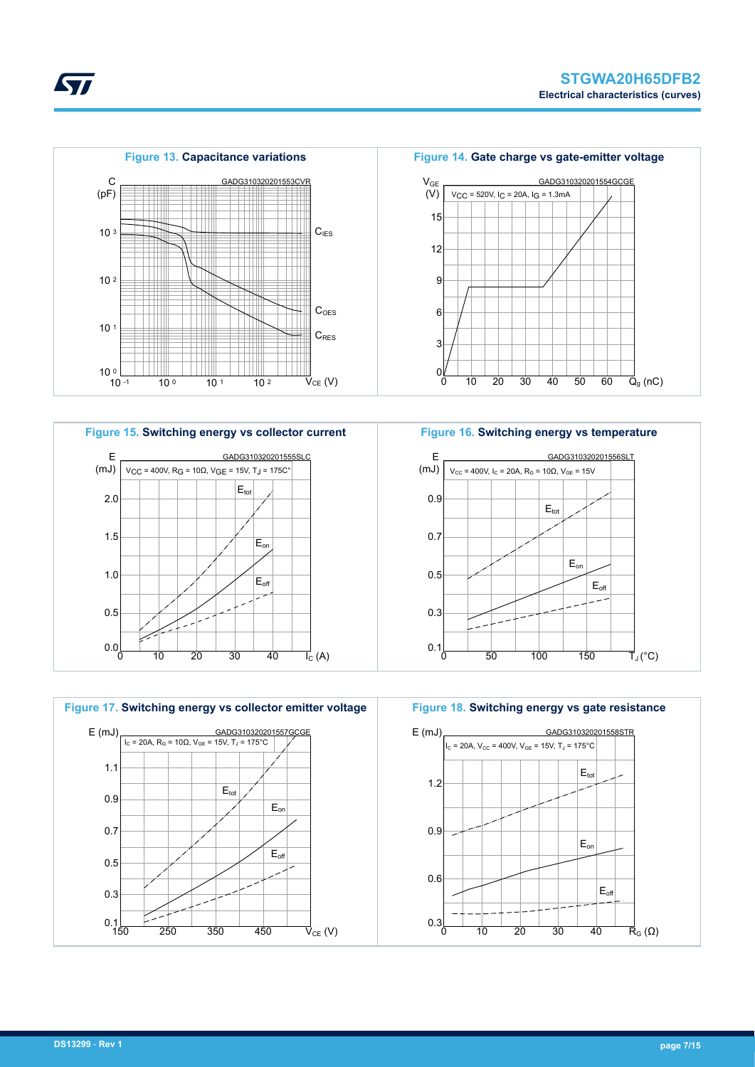**Figure 13. Capacitance variations**

**Figure 14. Gate charge vs gate-emitter voltage**

**Figure 15. Switching energy vs collector current**

**Figure 16. Switching energy vs temperature**

**Figure 17. Switching energy vs collector emitter voltage**

**Figure 18. Switching energy vs gate resistance**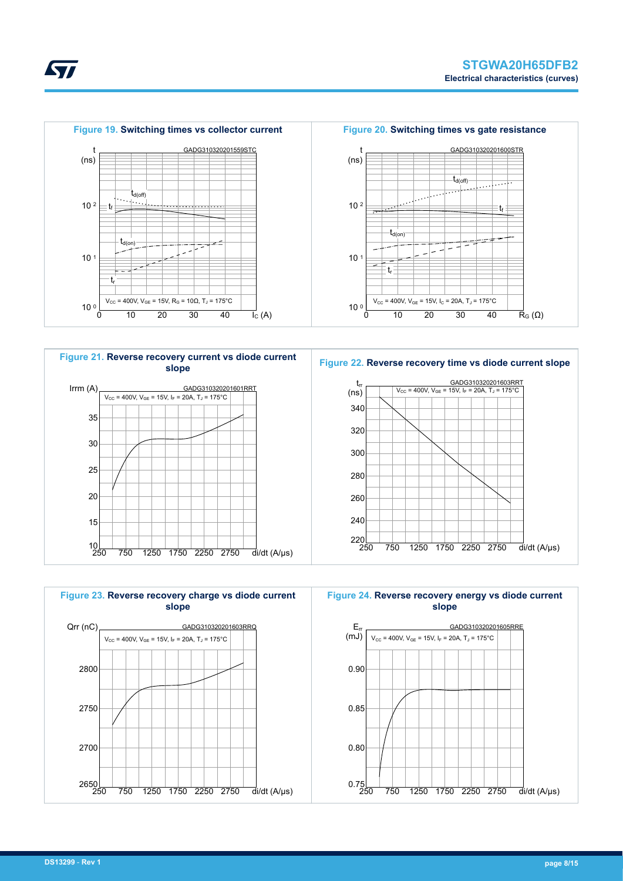Figure 19. Switching times vs collector current

GADG310320201559STC

$V_{CC}$ = 400V, $V_{GE}$ = 15V, $R_G$ = 10Ω, $T_J$ = 175°C

Figure 20. Switching times vs gate resistance

GADG310320201600STR

$V_{CC}$ = 400V, $V_{GE}$ = 15V, $I_C$ = 20A, $T_J$ = 175°C

Figure 21. Reverse recovery current vs diode current slope

GADG310320201601RRT

$V_{CC}$ = 400V, $V_{GE}$ = 15V, $I_F$ = 20A, $T_J$ = 175°C

Figure 22. Reverse recovery time vs diode current slope

GADG310320201603RRT

$V_{CC}$ = 400V, $V_{GE}$ = 15V, $I_F$ = 20A, $T_J$ = 175°C

Figure 23. Reverse recovery charge vs diode current slope

GADG310320201603RRQ

$V_{CC}$ = 400V, $V_{GE}$ = 15V, $I_F$ = 20A, $T_J$ = 175°C

Figure 24. Reverse recovery energy vs diode current slope

GADG310320201605RRE

$V_{CC}$ = 400V, $V_{GE}$ = 15V, $I_F$ = 20A, $T_J$ = 175°C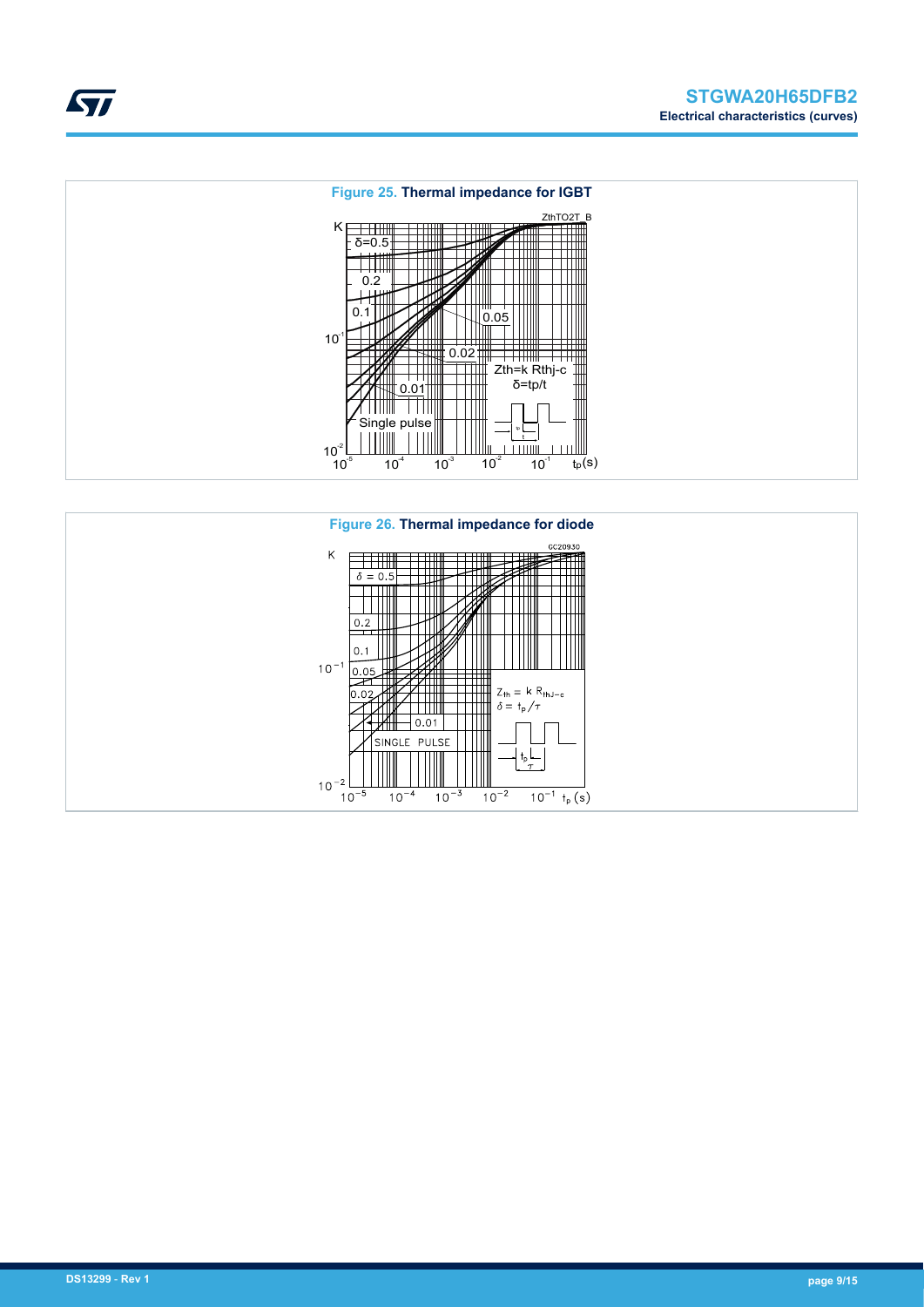**Figure 25. Thermal impedance for IGBT**

**Figure 26. Thermal impedance for diode**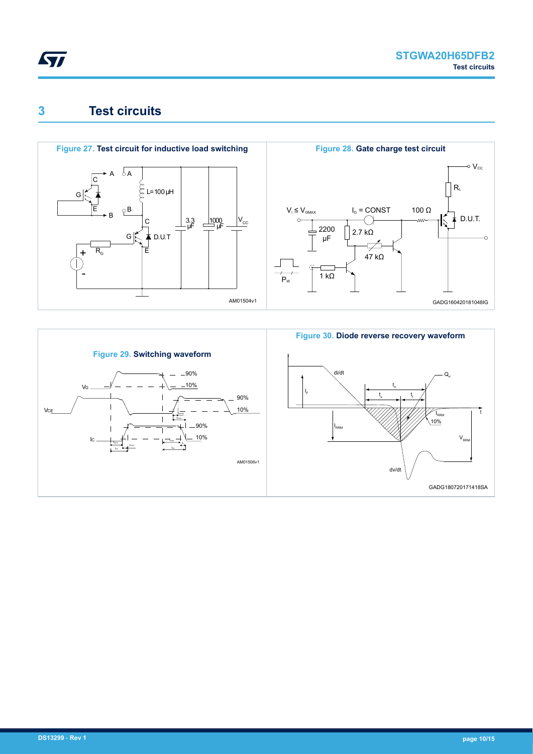## 3 Test circuits

**Figure 27. Test circuit for inductive load switching**

**Figure 28. Gate charge test circuit**

**Figure 29. Switching waveform**

**Figure 30. Diode reverse recovery waveform**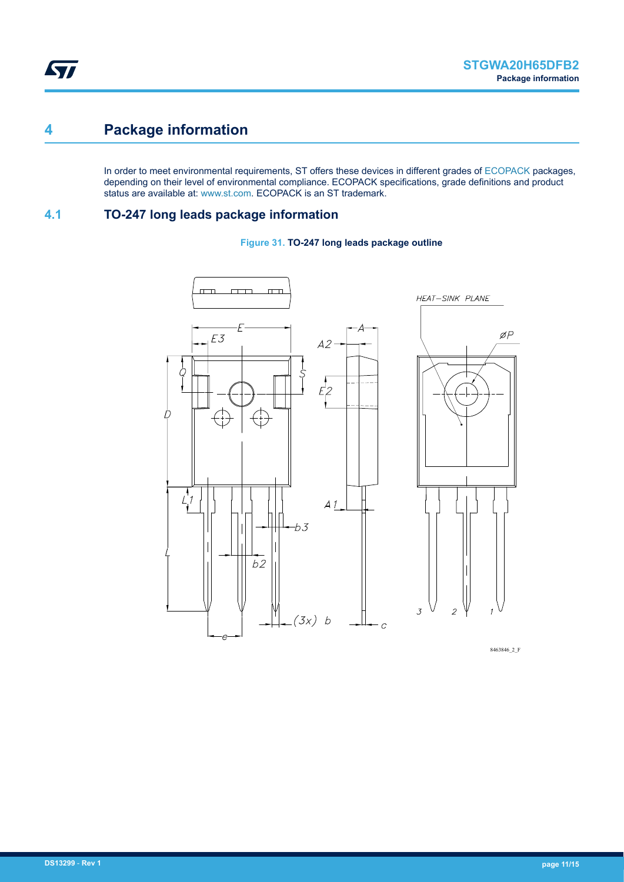# 4 Package information

In order to meet environmental requirements, ST offers these devices in different grades of ECOPACK packages, depending on their level of environmental compliance. ECOPACK specifications, grade definitions and product status are available at: www.st.com. ECOPACK is an ST trademark.

## 4.1 TO-247 long leads package information

**Figure 31. TO-247 long leads package outline**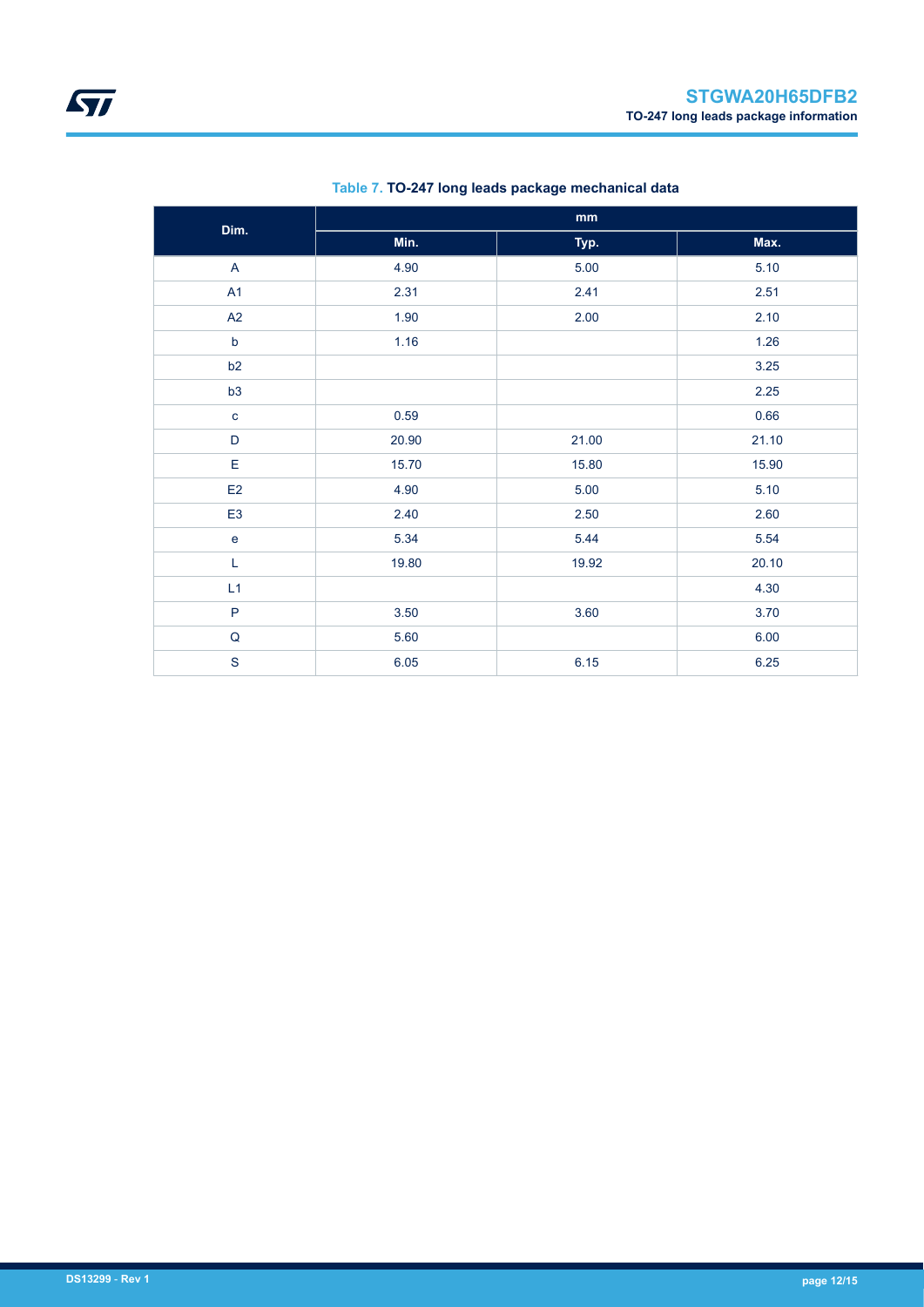**Table 7. TO-247 long leads package mechanical data**

| Dim. | mm | | |
|---|---|---|---|
| | Min. | Typ. | Max. |
| A | 4.90 | 5.00 | 5.10 |
| A1 | 2.31 | 2.41 | 2.51 |
| A2 | 1.90 | 2.00 | 2.10 |
| b | 1.16 | | 1.26 |
| b2 | | | 3.25 |
| b3 | | | 2.25 |
| c | 0.59 | | 0.66 |
| D | 20.90 | 21.00 | 21.10 |
| E | 15.70 | 15.80 | 15.90 |
| E2 | 4.90 | 5.00 | 5.10 |
| E3 | 2.40 | 2.50 | 2.60 |
| e | 5.34 | 5.44 | 5.54 |
| L | 19.80 | 19.92 | 20.10 |
| L1 | | | 4.30 |
| P | 3.50 | 3.60 | 3.70 |
| Q | 5.60 | | 6.00 |
| S | 6.05 | 6.15 | 6.25 |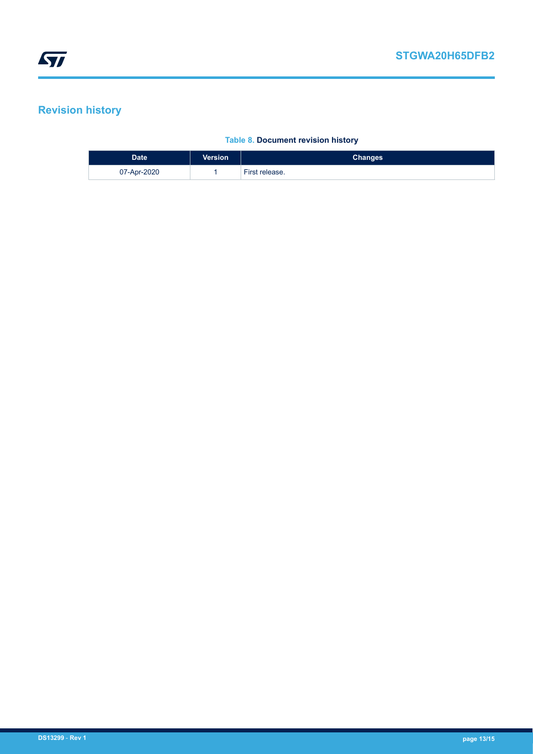# Revision history

**Table 8. Document revision history**

| Date | Version | Changes |
| --- | --- | --- |
| 07-Apr-2020 | 1 | First release. |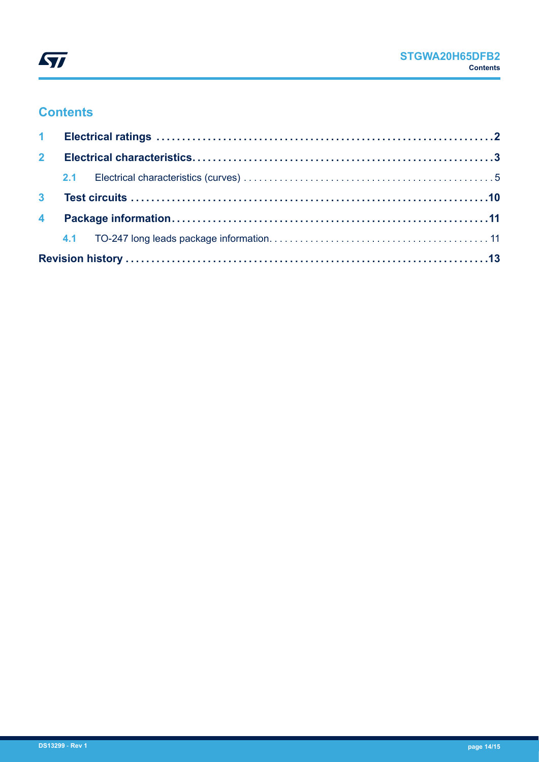# Contents

**1 Electrical ratings** .......................................................... **2**

**2 Electrical characteristics** .......................................................... **3**

2.1 Electrical characteristics (curves) .......................................................... 5

**3 Test circuits** .......................................................... **10**

**4 Package information** .......................................................... **11**

4.1 TO-247 long leads package information .......................................................... 11

**Revision history** .......................................................... **13**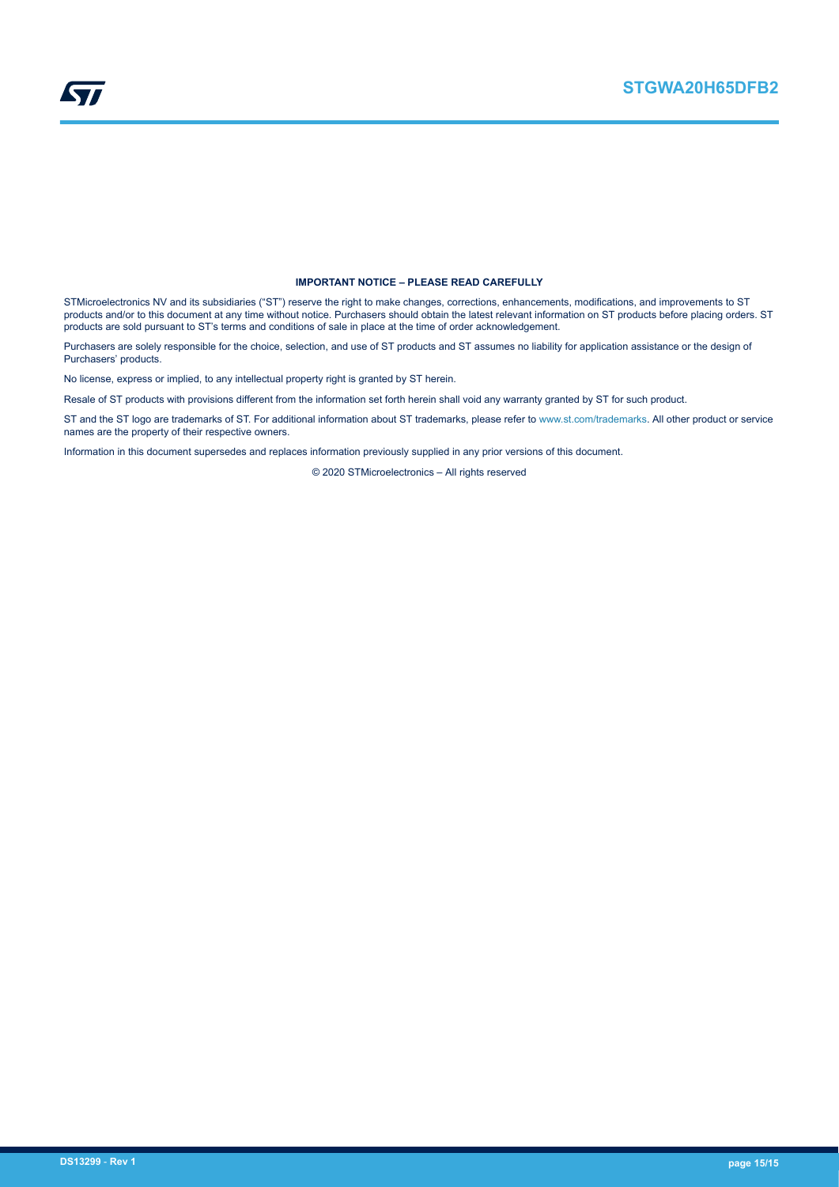**IMPORTANT NOTICE – PLEASE READ CAREFULLY**

STMicroelectronics NV and its subsidiaries ("ST") reserve the right to make changes, corrections, enhancements, modifications, and improvements to ST products and/or to this document at any time without notice. Purchasers should obtain the latest relevant information on ST products before placing orders. ST products are sold pursuant to ST's terms and conditions of sale in place at the time of order acknowledgement.

Purchasers are solely responsible for the choice, selection, and use of ST products and ST assumes no liability for application assistance or the design of Purchasers' products.

No license, express or implied, to any intellectual property right is granted by ST herein.

Resale of ST products with provisions different from the information set forth herein shall void any warranty granted by ST for such product.

ST and the ST logo are trademarks of ST. For additional information about ST trademarks, please refer to www.st.com/trademarks. All other product or service names are the property of their respective owners.

Information in this document supersedes and replaces information previously supplied in any prior versions of this document.

© 2020 STMicroelectronics – All rights reserved